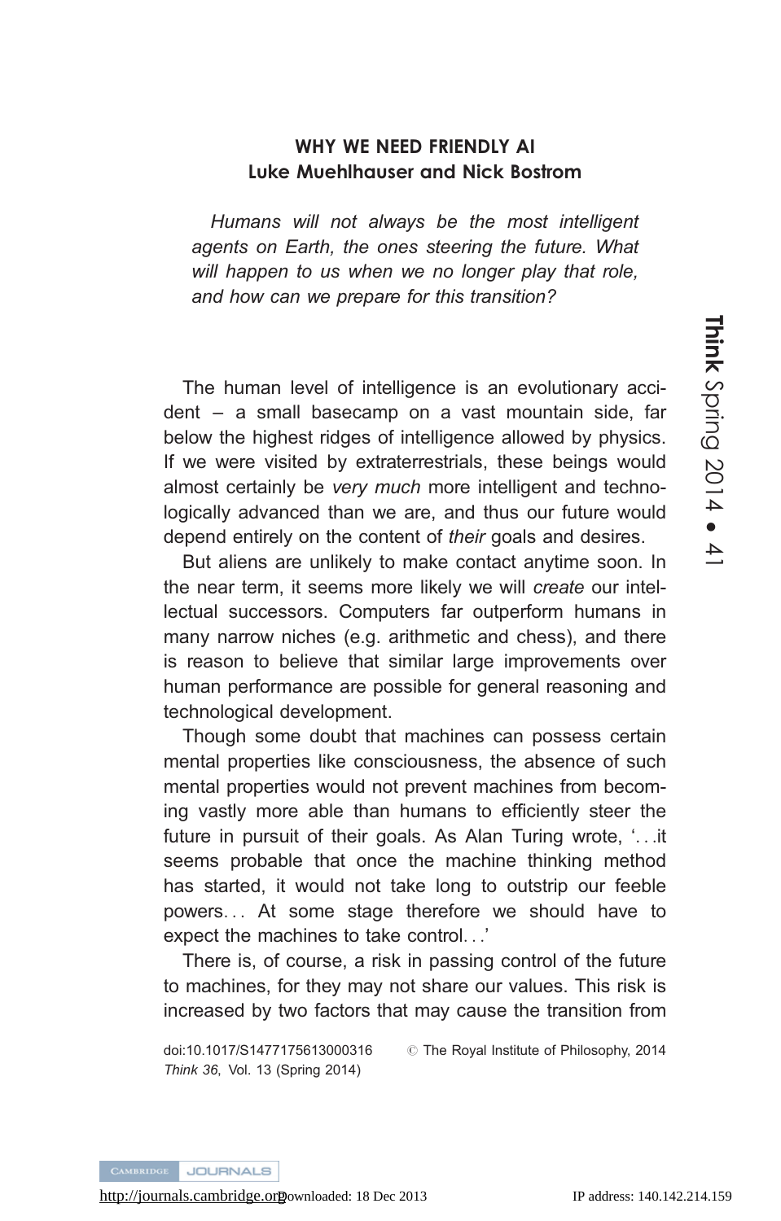# WHY WE NEED FRIENDLY AI

**Luke Muehlhauser and Nick Bostrom**

*Humans will not always be the most intelligent agents on Earth, the ones steering the future. What will happen to us when we no longer play that role, and how can we prepare for this transition?*

The human level of intelligence is an evolutionary accident – a small basecamp on a vast mountain side, far below the highest ridges of intelligence allowed by physics. If we were visited by extraterrestrials, these beings would almost certainly be *very much* more intelligent and technologically advanced than we are, and thus our future would depend entirely on the content of *their* goals and desires.

But aliens are unlikely to make contact anytime soon. In the near term, it seems more likely we will *create* our intellectual successors. Computers far outperform humans in many narrow niches (e.g. arithmetic and chess), and there is reason to believe that similar large improvements over human performance are possible for general reasoning and technological development.

Though some doubt that machines can possess certain mental properties like consciousness, the absence of such mental properties would not prevent machines from becoming vastly more able than humans to efficiently steer the future in pursuit of their goals. As Alan Turing wrote, '…it seems probable that once the machine thinking method has started, it would not take long to outstrip our feeble powers… At some stage therefore we should have to expect the machines to take control…'

There is, of course, a risk in passing control of the future to machines, for they may not share our values. This risk is increased by two factors that may cause the transition from

doi:10.1017/S1477175613000316 © The Royal Institute of Philosophy, 2014
*Think 36*, Vol. 13 (Spring 2014)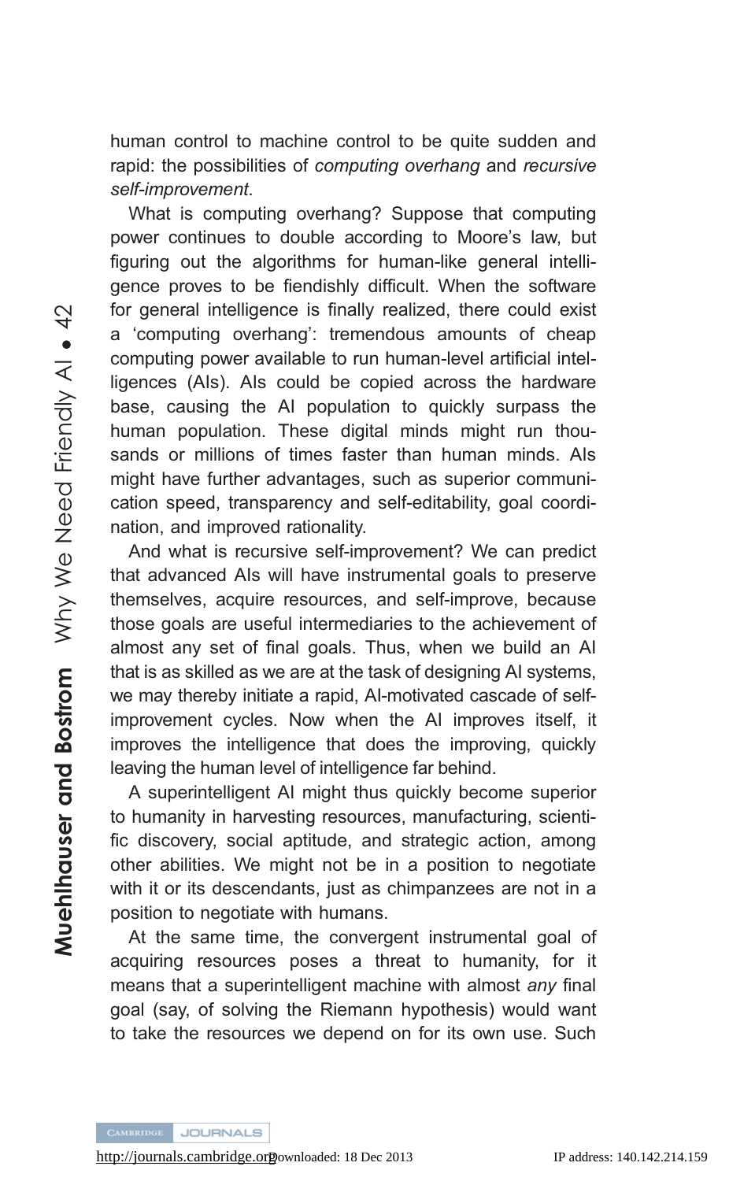human control to machine control to be quite sudden and rapid: the possibilities of *computing overhang* and *recursive self-improvement*.

What is computing overhang? Suppose that computing power continues to double according to Moore's law, but figuring out the algorithms for human-like general intelligence proves to be fiendishly difficult. When the software for general intelligence is finally realized, there could exist a 'computing overhang': tremendous amounts of cheap computing power available to run human-level artificial intelligences (AIs). AIs could be copied across the hardware base, causing the AI population to quickly surpass the human population. These digital minds might run thousands or millions of times faster than human minds. AIs might have further advantages, such as superior communication speed, transparency and self-editability, goal coordination, and improved rationality.

And what is recursive self-improvement? We can predict that advanced AIs will have instrumental goals to preserve themselves, acquire resources, and self-improve, because those goals are useful intermediaries to the achievement of almost any set of final goals. Thus, when we build an AI that is as skilled as we are at the task of designing AI systems, we may thereby initiate a rapid, AI-motivated cascade of self-improvement cycles. Now when the AI improves itself, it improves the intelligence that does the improving, quickly leaving the human level of intelligence far behind.

A superintelligent AI might thus quickly become superior to humanity in harvesting resources, manufacturing, scientific discovery, social aptitude, and strategic action, among other abilities. We might not be in a position to negotiate with it or its descendants, just as chimpanzees are not in a position to negotiate with humans.

At the same time, the convergent instrumental goal of acquiring resources poses a threat to humanity, for it means that a superintelligent machine with almost *any* final goal (say, of solving the Riemann hypothesis) would want to take the resources we depend on for its own use. Such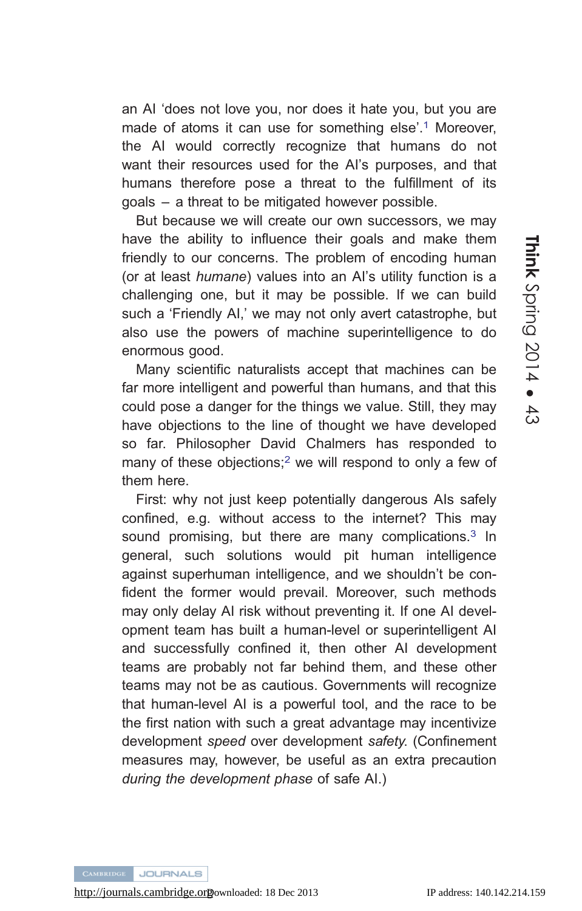an AI 'does not love you, nor does it hate you, but you are made of atoms it can use for something else'.[1] Moreover, the AI would correctly recognize that humans do not want their resources used for the AI's purposes, and that humans therefore pose a threat to the fulfillment of its goals – a threat to be mitigated however possible.

But because we will create our own successors, we may have the ability to influence their goals and make them friendly to our concerns. The problem of encoding human (or at least *humane*) values into an AI's utility function is a challenging one, but it may be possible. If we can build such a 'Friendly AI,' we may not only avert catastrophe, but also use the powers of machine superintelligence to do enormous good.

Many scientific naturalists accept that machines can be far more intelligent and powerful than humans, and that this could pose a danger for the things we value. Still, they may have objections to the line of thought we have developed so far. Philosopher David Chalmers has responded to many of these objections;[2] we will respond to only a few of them here.

First: why not just keep potentially dangerous AIs safely confined, e.g. without access to the internet? This may sound promising, but there are many complications.[3] In general, such solutions would pit human intelligence against superhuman intelligence, and we shouldn't be confident the former would prevail. Moreover, such methods may only delay AI risk without preventing it. If one AI development team has built a human-level or superintelligent AI and successfully confined it, then other AI development teams are probably not far behind them, and these other teams may not be as cautious. Governments will recognize that human-level AI is a powerful tool, and the race to be the first nation with such a great advantage may incentivize development *speed* over development *safety*. (Confinement measures may, however, be useful as an extra precaution *during the development phase* of safe AI.)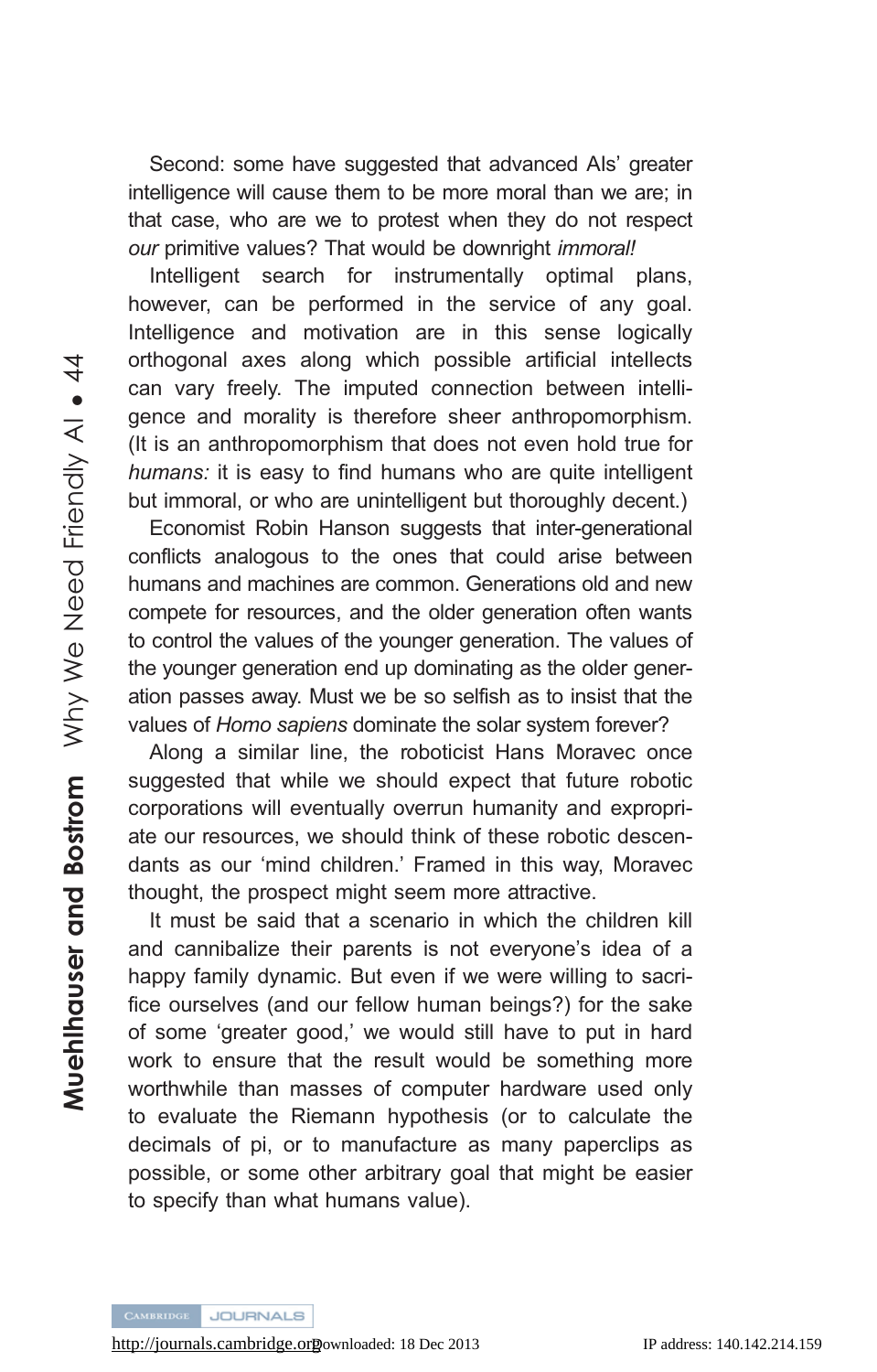Second: some have suggested that advanced AIs' greater intelligence will cause them to be more moral than we are; in that case, who are we to protest when they do not respect *our* primitive values? That would be downright *immoral!*

Intelligent search for instrumentally optimal plans, however, can be performed in the service of any goal. Intelligence and motivation are in this sense logically orthogonal axes along which possible artificial intellects can vary freely. The imputed connection between intelligence and morality is therefore sheer anthropomorphism. (It is an anthropomorphism that does not even hold true for *humans:* it is easy to find humans who are quite intelligent but immoral, or who are unintelligent but thoroughly decent.)

Economist Robin Hanson suggests that inter-generational conflicts analogous to the ones that could arise between humans and machines are common. Generations old and new compete for resources, and the older generation often wants to control the values of the younger generation. The values of the younger generation end up dominating as the older generation passes away. Must we be so selfish as to insist that the values of *Homo sapiens* dominate the solar system forever?

Along a similar line, the roboticist Hans Moravec once suggested that while we should expect that future robotic corporations will eventually overrun humanity and expropriate our resources, we should think of these robotic descendants as our 'mind children.' Framed in this way, Moravec thought, the prospect might seem more attractive.

It must be said that a scenario in which the children kill and cannibalize their parents is not everyone's idea of a happy family dynamic. But even if we were willing to sacrifice ourselves (and our fellow human beings?) for the sake of some 'greater good,' we would still have to put in hard work to ensure that the result would be something more worthwhile than masses of computer hardware used only to evaluate the Riemann hypothesis (or to calculate the decimals of pi, or to manufacture as many paperclips as possible, or some other arbitrary goal that might be easier to specify than what humans value).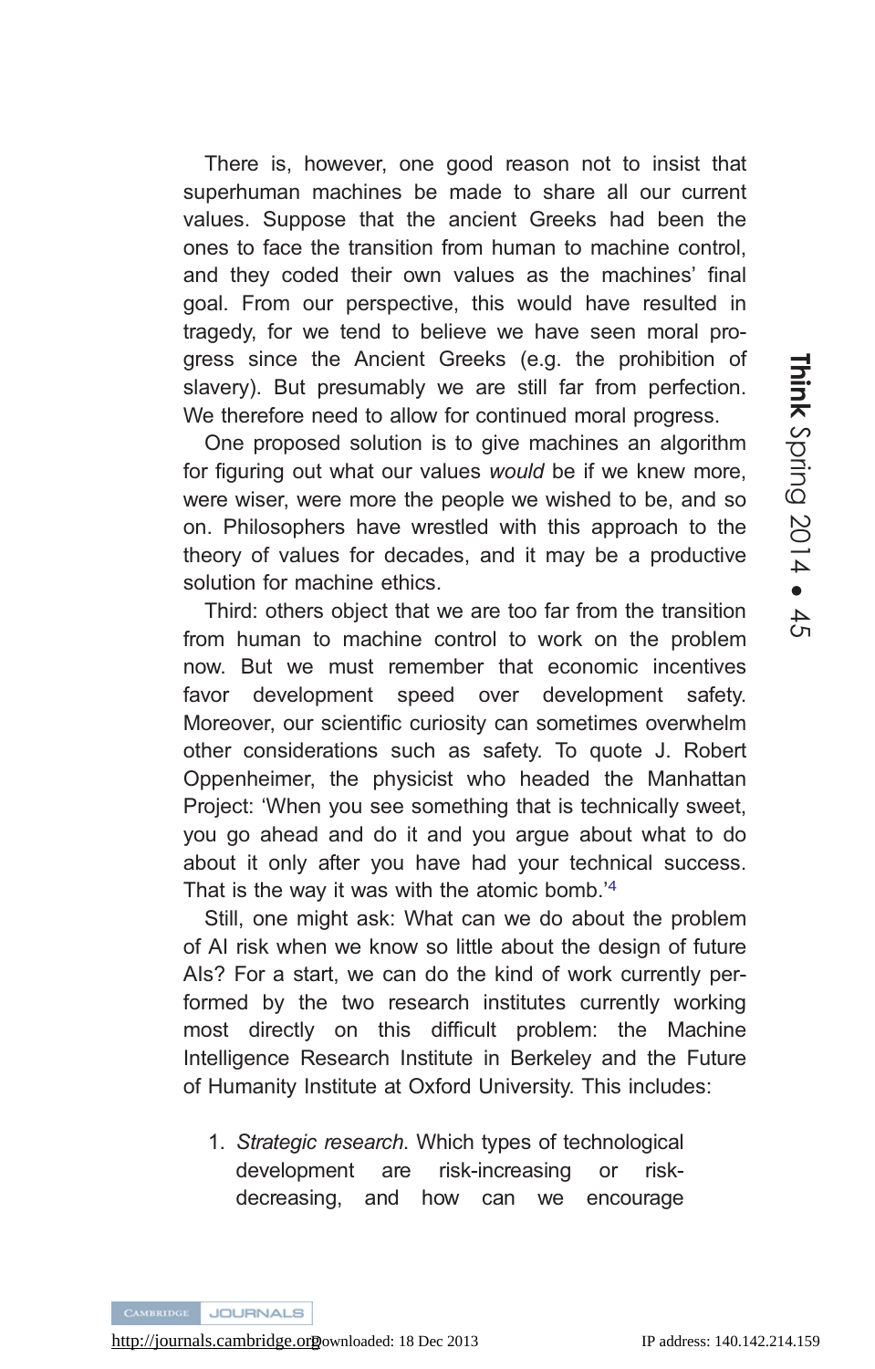There is, however, one good reason not to insist that superhuman machines be made to share all our current values. Suppose that the ancient Greeks had been the ones to face the transition from human to machine control, and they coded their own values as the machines' final goal. From our perspective, this would have resulted in tragedy, for we tend to believe we have seen moral progress since the Ancient Greeks (e.g. the prohibition of slavery). But presumably we are still far from perfection. We therefore need to allow for continued moral progress.

One proposed solution is to give machines an algorithm for figuring out what our values *would* be if we knew more, were wiser, were more the people we wished to be, and so on. Philosophers have wrestled with this approach to the theory of values for decades, and it may be a productive solution for machine ethics.

Third: others object that we are too far from the transition from human to machine control to work on the problem now. But we must remember that economic incentives favor development speed over development safety. Moreover, our scientific curiosity can sometimes overwhelm other considerations such as safety. To quote J. Robert Oppenheimer, the physicist who headed the Manhattan Project: 'When you see something that is technically sweet, you go ahead and do it and you argue about what to do about it only after you have had your technical success. That is the way it was with the atomic bomb.'[4]

Still, one might ask: What can we do about the problem of AI risk when we know so little about the design of future AIs? For a start, we can do the kind of work currently performed by the two research institutes currently working most directly on this difficult problem: the Machine Intelligence Research Institute in Berkeley and the Future of Humanity Institute at Oxford University. This includes:

1. *Strategic research*. Which types of technological development are risk-increasing or risk-decreasing, and how can we encourage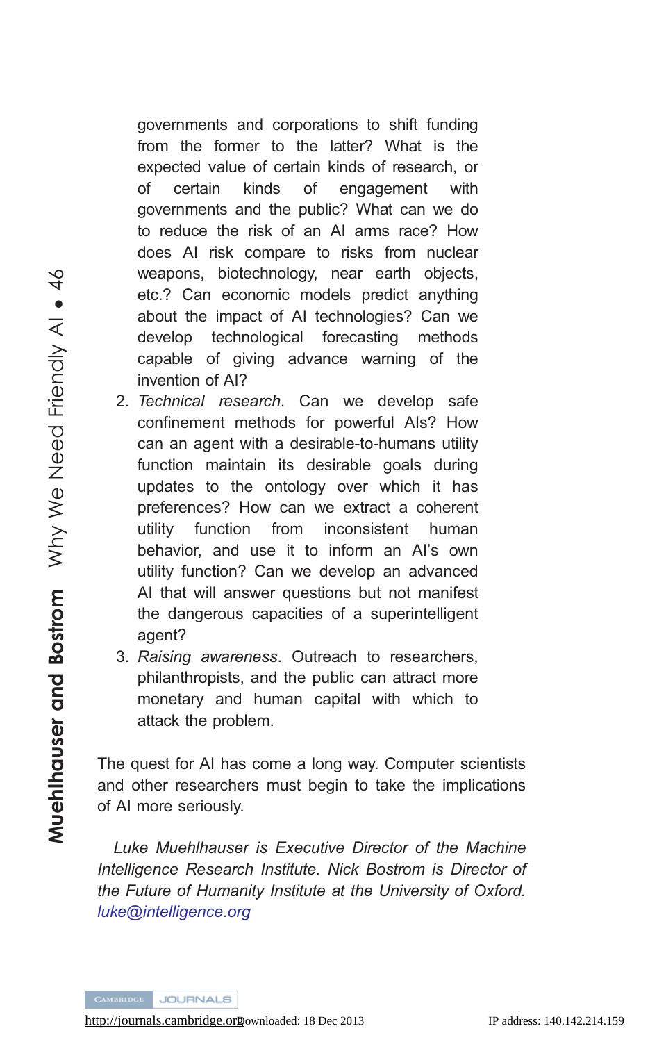governments and corporations to shift funding from the former to the latter? What is the expected value of certain kinds of research, or of certain kinds of engagement with governments and the public? What can we do to reduce the risk of an AI arms race? How does AI risk compare to risks from nuclear weapons, biotechnology, near earth objects, etc.? Can economic models predict anything about the impact of AI technologies? Can we develop technological forecasting methods capable of giving advance warning of the invention of AI?

2. *Technical research*. Can we develop safe confinement methods for powerful AIs? How can an agent with a desirable-to-humans utility function maintain its desirable goals during updates to the ontology over which it has preferences? How can we extract a coherent utility function from inconsistent human behavior, and use it to inform an AI's own utility function? Can we develop an advanced AI that will answer questions but not manifest the dangerous capacities of a superintelligent agent?
3. *Raising awareness*. Outreach to researchers, philanthropists, and the public can attract more monetary and human capital with which to attack the problem.

The quest for AI has come a long way. Computer scientists and other researchers must begin to take the implications of AI more seriously.

*Luke Muehlhauser is Executive Director of the Machine Intelligence Research Institute. Nick Bostrom is Director of the Future of Humanity Institute at the University of Oxford.* *luke@intelligence.org*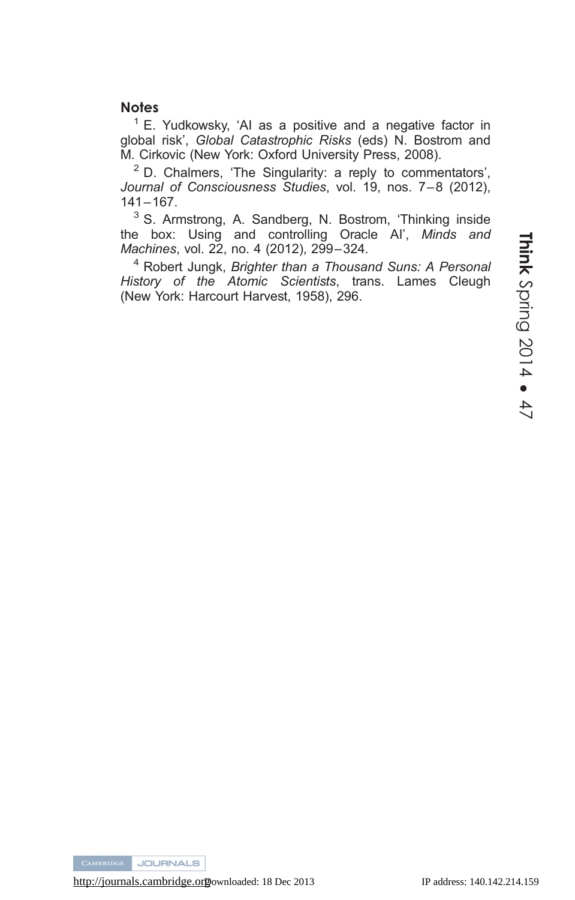## Notes

[1] E. Yudkowsky, 'AI as a positive and a negative factor in global risk', *Global Catastrophic Risks* (eds) N. Bostrom and M. Cirkovic (New York: Oxford University Press, 2008).

[2] D. Chalmers, 'The Singularity: a reply to commentators', *Journal of Consciousness Studies*, vol. 19, nos. 7–8 (2012), 141–167.

[3] S. Armstrong, A. Sandberg, N. Bostrom, 'Thinking inside the box: Using and controlling Oracle AI', *Minds and Machines*, vol. 22, no. 4 (2012), 299–324.

[4] Robert Jungk, *Brighter than a Thousand Suns: A Personal History of the Atomic Scientists*, trans. Lames Cleugh (New York: Harcourt Harvest, 1958), 296.